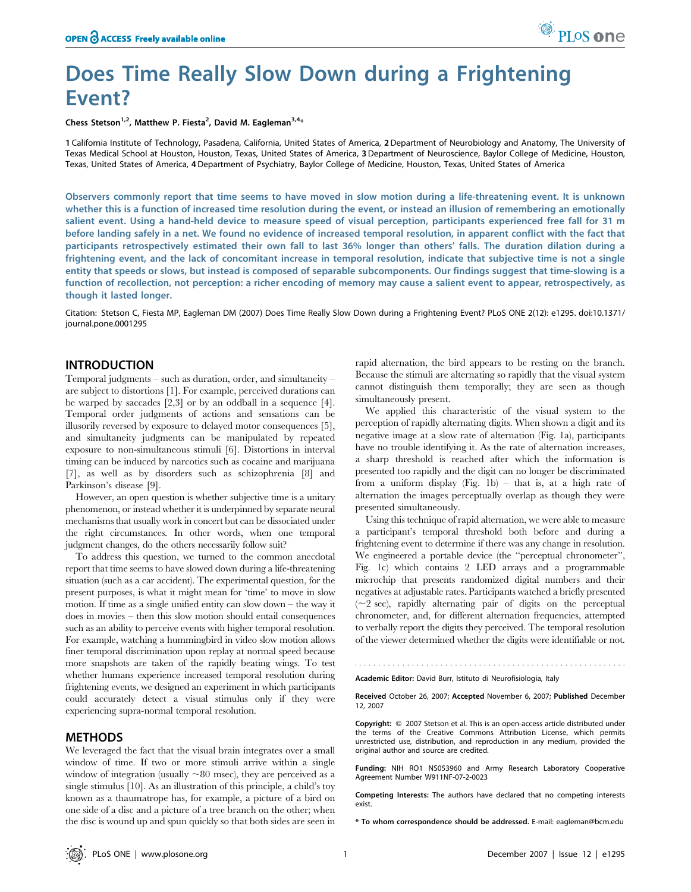# Does Time Really Slow Down during a Frightening Event?

**Chess Stetson[1,2], Matthew P. Fiesta[2], David M. Eagleman[3,4]***

**1** California Institute of Technology, Pasadena, California, United States of America, **2** Department of Neurobiology and Anatomy, The University of Texas Medical School at Houston, Houston, Texas, United States of America, **3** Department of Neuroscience, Baylor College of Medicine, Houston, Texas, United States of America, **4** Department of Psychiatry, Baylor College of Medicine, Houston, Texas, United States of America

Observers commonly report that time seems to have moved in slow motion during a life-threatening event. It is unknown whether this is a function of increased time resolution during the event, or instead an illusion of remembering an emotionally salient event. Using a hand-held device to measure speed of visual perception, participants experienced free fall for 31 m before landing safely in a net. We found no evidence of increased temporal resolution, in apparent conflict with the fact that participants retrospectively estimated their own fall to last 36% longer than others' falls. The duration dilation during a frightening event, and the lack of concomitant increase in temporal resolution, indicate that subjective time is not a single entity that speeds or slows, but instead is composed of separable subcomponents. Our findings suggest that time-slowing is a function of recollection, not perception: a richer encoding of memory may cause a salient event to appear, retrospectively, as though it lasted longer.

Citation: Stetson C, Fiesta MP, Eagleman DM (2007) Does Time Really Slow Down during a Frightening Event? PLoS ONE 2(12): e1295. doi:10.1371/journal.pone.0001295

## INTRODUCTION

Temporal judgments – such as duration, order, and simultaneity – are subject to distortions [1]. For example, perceived durations can be warped by saccades [2,3] or by an oddball in a sequence [4]. Temporal order judgments of actions and sensations can be illusorily reversed by exposure to delayed motor consequences [5], and simultaneity judgments can be manipulated by repeated exposure to non-simultaneous stimuli [6]. Distortions in interval timing can be induced by narcotics such as cocaine and marijuana [7], as well as by disorders such as schizophrenia [8] and Parkinson's disease [9].

However, an open question is whether subjective time is a unitary phenomenon, or instead whether it is underpinned by separate neural mechanisms that usually work in concert but can be dissociated under the right circumstances. In other words, when one temporal judgment changes, do the others necessarily follow suit?

To address this question, we turned to the common anecdotal report that time seems to have slowed down during a life-threatening situation (such as a car accident). The experimental question, for the present purposes, is what it might mean for 'time' to move in slow motion. If time as a single unified entity can slow down – the way it does in movies – then this slow motion should entail consequences such as an ability to perceive events with higher temporal resolution. For example, watching a hummingbird in video slow motion allows finer temporal discrimination upon replay at normal speed because more snapshots are taken of the rapidly beating wings. To test whether humans experience increased temporal resolution during frightening events, we designed an experiment in which participants could accurately detect a visual stimulus only if they were experiencing supra-normal temporal resolution.

## METHODS

We leveraged the fact that the visual brain integrates over a small window of time. If two or more stimuli arrive within a single window of integration (usually ~80 msec), they are perceived as a single stimulus [10]. As an illustration of this principle, a child's toy known as a thaumatrope has, for example, a picture of a bird on one side of a disc and a picture of a tree branch on the other; when the disc is wound up and spun quickly so that both sides are seen in rapid alternation, the bird appears to be resting on the branch. Because the stimuli are alternating so rapidly that the visual system cannot distinguish them temporally; they are seen as though simultaneously present.

We applied this characteristic of the visual system to the perception of rapidly alternating digits. When shown a digit and its negative image at a slow rate of alternation (Fig. 1a), participants have no trouble identifying it. As the rate of alternation increases, a sharp threshold is reached after which the information is presented too rapidly and the digit can no longer be discriminated from a uniform display (Fig. 1b) – that is, at a high rate of alternation the images perceptually overlap as though they were presented simultaneously.

Using this technique of rapid alternation, we were able to measure a participant's temporal threshold both before and during a frightening event to determine if there was any change in resolution. We engineered a portable device (the "perceptual chronometer", Fig. 1c) which contains 2 LED arrays and a programmable microchip that presents randomized digital numbers and their negatives at adjustable rates. Participants watched a briefly presented (~2 sec), rapidly alternating pair of digits on the perceptual chronometer, and, for different alternation frequencies, attempted to verbally report the digits they perceived. The temporal resolution of the viewer determined whether the digits were identifiable or not.

---

**Academic Editor:** David Burr, Istituto di Neurofisiologia, Italy

**Received** October 26, 2007; **Accepted** November 6, 2007; **Published** December 12, 2007

**Copyright:** © 2007 Stetson et al. This is an open-access article distributed under the terms of the Creative Commons Attribution License, which permits unrestricted use, distribution, and reproduction in any medium, provided the original author and source are credited.

**Funding:** NIH RO1 NS053960 and Army Research Laboratory Cooperative Agreement Number W911NF-07-2-0023

**Competing Interests:** The authors have declared that no competing interests exist.

**\* To whom correspondence should be addressed.** E-mail: eagleman@bcm.edu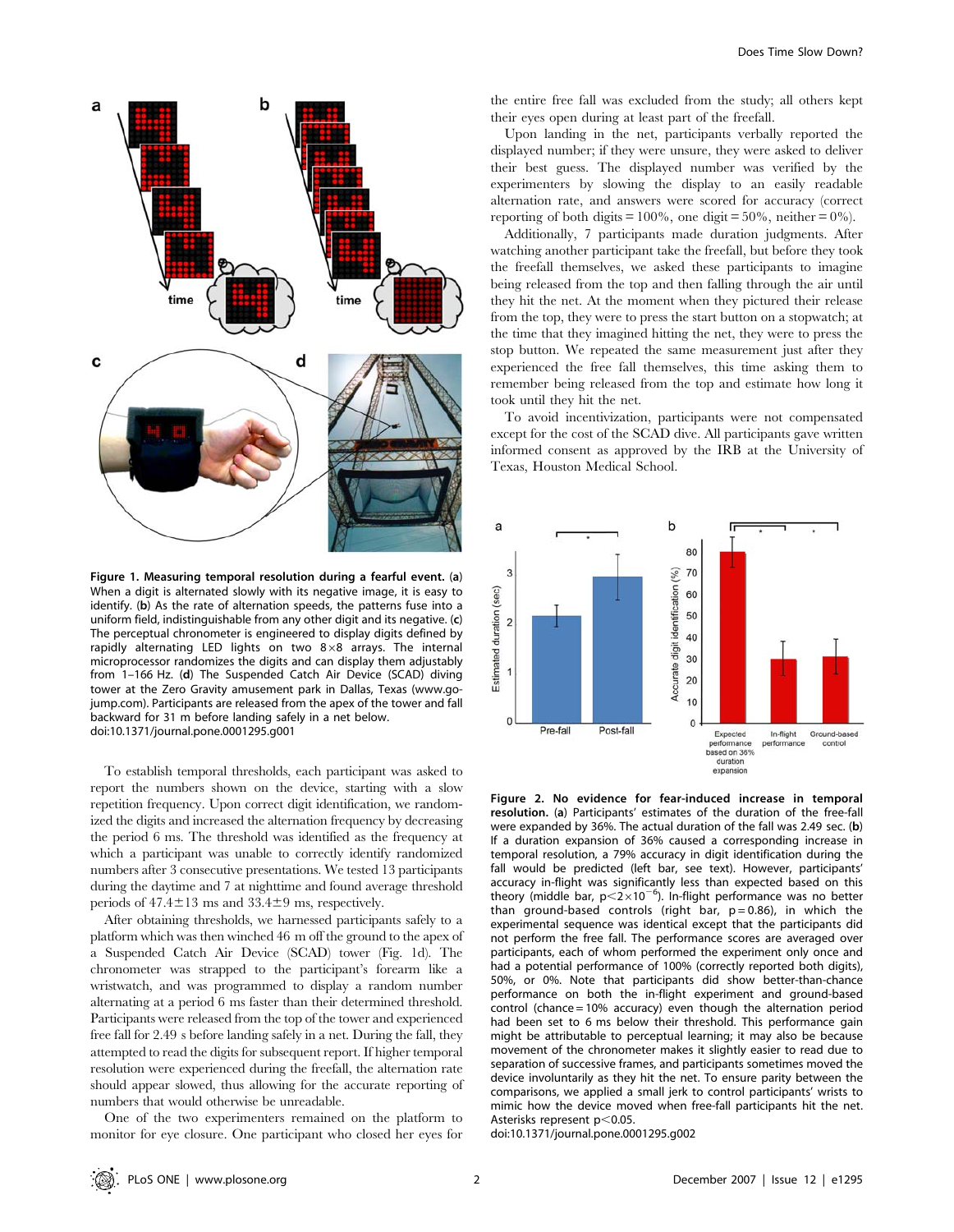Figure 1. Measuring temporal resolution during a fearful event. (a) When a digit is alternated slowly with its negative image, it is easy to identify. (b) As the rate of alternation speeds, the patterns fuse into a uniform field, indistinguishable from any other digit and its negative. (c) The perceptual chronometer is engineered to display digits defined by rapidly alternating LED lights on two 8×8 arrays. The internal microprocessor randomizes the digits and can display them adjustably from 1–166 Hz. (d) The Suspended Catch Air Device (SCAD) diving tower at the Zero Gravity amusement park in Dallas, Texas (www.go-jump.com). Participants are released from the apex of the tower and fall backward for 31 m before landing safely in a net below.
doi:10.1371/journal.pone.0001295.g001

To establish temporal thresholds, each participant was asked to report the numbers shown on the device, starting with a slow repetition frequency. Upon correct digit identification, we randomized the digits and increased the alternation frequency by decreasing the period 6 ms. The threshold was identified as the frequency at which a participant was unable to correctly identify randomized numbers after 3 consecutive presentations. We tested 13 participants during the daytime and 7 at nighttime and found average threshold periods of $47.4 \pm 13$ ms and $33.4 \pm 9$ ms, respectively.

After obtaining thresholds, we harnessed participants safely to a platform which was then winched 46 m off the ground to the apex of a Suspended Catch Air Device (SCAD) tower (Fig. 1d). The chronometer was strapped to the participant's forearm like a wristwatch, and was programmed to display a random number alternating at a period 6 ms faster than their determined threshold. Participants were released from the top of the tower and experienced free fall for 2.49 s before landing safely in a net. During the fall, they attempted to read the digits for subsequent report. If higher temporal resolution were experienced during the freefall, the alternation rate should appear slowed, thus allowing for the accurate reporting of numbers that would otherwise be unreadable.

One of the two experimenters remained on the platform to monitor for eye closure. One participant who closed her eyes for the entire free fall was excluded from the study; all others kept their eyes open during at least part of the freefall.

Upon landing in the net, participants verbally reported the displayed number; if they were unsure, they were asked to deliver their best guess. The displayed number was verified by the experimenters by slowing the display to an easily readable alternation rate, and answers were scored for accuracy (correct reporting of both digits = 100%, one digit = 50%, neither = 0%).

Additionally, 7 participants made duration judgments. After watching another participant take the freefall, but before they took the freefall themselves, we asked these participants to imagine being released from the top and then falling through the air until they hit the net. At the moment when they pictured their release from the top, they were to press the start button on a stopwatch; at the time that they imagined hitting the net, they were to press the stop button. We repeated the same measurement just after they experienced the free fall themselves, this time asking them to remember being released from the top and estimate how long it took until they hit the net.

To avoid incentivization, participants were not compensated except for the cost of the SCAD dive. All participants gave written informed consent as approved by the IRB at the University of Texas, Houston Medical School.

a

Estimated duration (sec)
0
1
2
3
*
Pre-fall
Post-fall

b

Accurate digit identification (%)
0
10
20
30
40
50
60
70
80
*
*
Expected performance based on 36% duration expansion
In-flight performance
Ground-based control

Figure 2. No evidence for fear-induced increase in temporal resolution. (a) Participants' estimates of the duration of the free-fall were expanded by 36%. The actual duration of the fall was 2.49 sec. (b) If a duration expansion of 36% caused a corresponding increase in temporal resolution, a 79% accuracy in digit identification during the fall would be predicted (left bar, see text). However, participants' accuracy in-flight was significantly less than expected based on this theory (middle bar, $p < 2 \times 10^{-6}$). In-flight performance was no better than ground-based controls (right bar, $p = 0.86$), in which the experimental sequence was identical except that the participants did not perform the free fall. The performance scores are averaged over participants, each of whom performed the experiment only once and had a potential performance of 100% (correctly reported both digits), 50%, or 0%. Note that participants did show better-than-chance performance on both the in-flight experiment and ground-based control (chance = 10% accuracy) even though the alternation period had been set to 6 ms below their threshold. This performance gain might be attributable to perceptual learning; it may also be because movement of the chronometer makes it slightly easier to read due to separation of successive frames, and participants sometimes moved the device involuntarily as they hit the net. To ensure parity between the comparisons, we applied a small jerk to control participants' wrists to mimic how the device moved when free-fall participants hit the net. Asterisks represent $p < 0.05$.
doi:10.1371/journal.pone.0001295.g002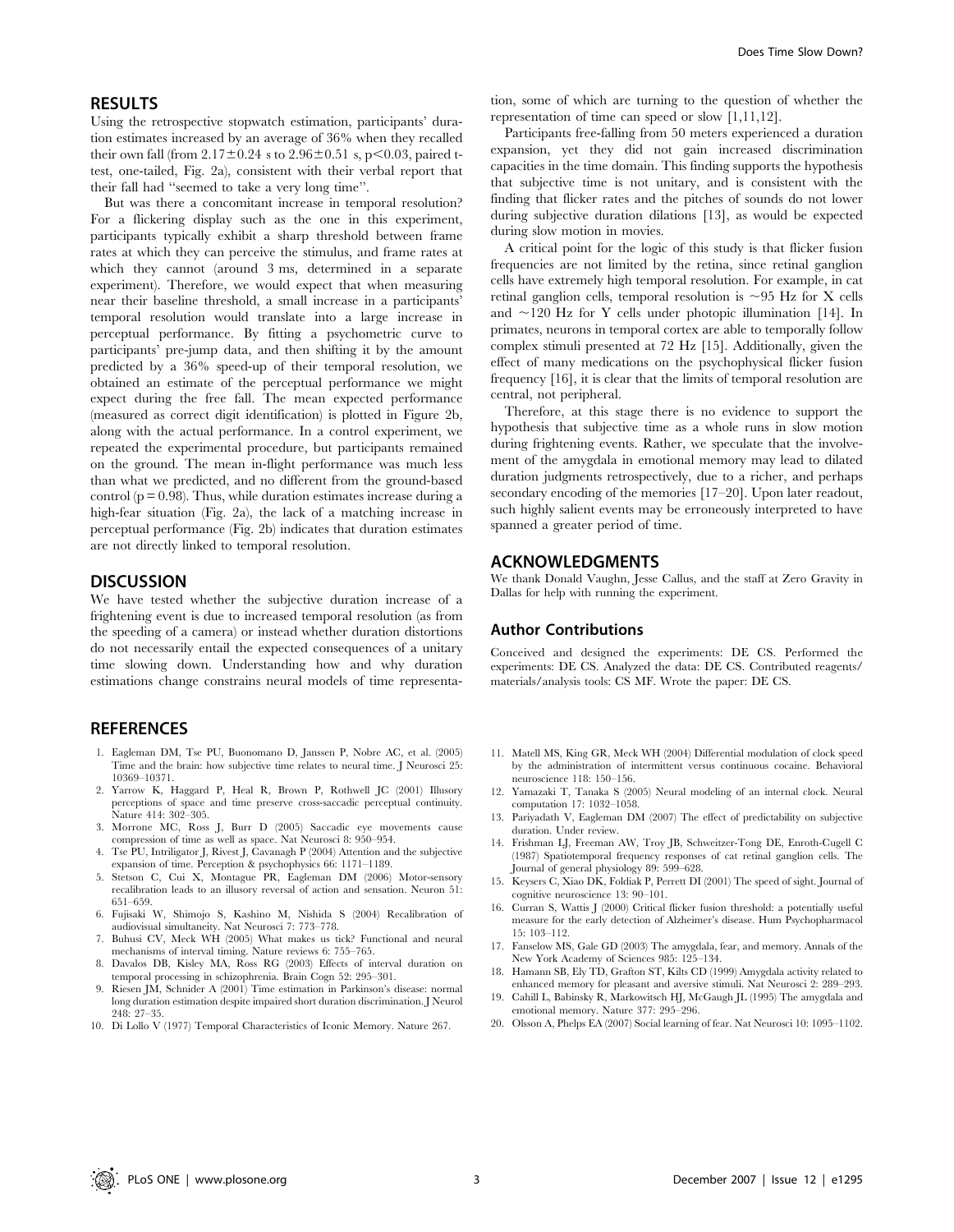## RESULTS

Using the retrospective stopwatch estimation, participants' duration estimates increased by an average of 36% when they recalled their own fall (from $2.17 \pm 0.24$ s to $2.96 \pm 0.51$ s, $p<0.03$, paired t-test, one-tailed, Fig. 2a), consistent with their verbal report that their fall had "seemed to take a very long time".

But was there a concomitant increase in temporal resolution? For a flickering display such as the one in this experiment, participants typically exhibit a sharp threshold between frame rates at which they can perceive the stimulus, and frame rates at which they cannot (around 3 ms, determined in a separate experiment). Therefore, we would expect that when measuring near their baseline threshold, a small increase in a participants' temporal resolution would translate into a large increase in perceptual performance. By fitting a psychometric curve to participants' pre-jump data, and then shifting it by the amount predicted by a 36% speed-up of their temporal resolution, we obtained an estimate of the perceptual performance we might expect during the free fall. The mean expected performance (measured as correct digit identification) is plotted in Figure 2b, along with the actual performance. In a control experiment, we repeated the experimental procedure, but participants remained on the ground. The mean in-flight performance was much less than what we predicted, and no different from the ground-based control ($p = 0.98$). Thus, while duration estimates increase during a high-fear situation (Fig. 2a), the lack of a matching increase in perceptual performance (Fig. 2b) indicates that duration estimates are not directly linked to temporal resolution.

## DISCUSSION

We have tested whether the subjective duration increase of a frightening event is due to increased temporal resolution (as from the speeding of a camera) or instead whether duration distortions do not necessarily entail the expected consequences of a unitary time slowing down. Understanding how and why duration estimations change constrains neural models of time representation, some of which are turning to the question of whether the representation of time can speed or slow [1,11,12].

Participants free-falling from 50 meters experienced a duration expansion, yet they did not gain increased discrimination capacities in the time domain. This finding supports the hypothesis that subjective time is not unitary, and is consistent with the finding that flicker rates and the pitches of sounds do not lower during subjective duration dilations [13], as would be expected during slow motion in movies.

A critical point for the logic of this study is that flicker fusion frequencies are not limited by the retina, since retinal ganglion cells have extremely high temporal resolution. For example, in cat retinal ganglion cells, temporal resolution is ~95 Hz for X cells and ~120 Hz for Y cells under photopic illumination [14]. In primates, neurons in temporal cortex are able to temporally follow complex stimuli presented at 72 Hz [15]. Additionally, given the effect of many medications on the psychophysical flicker fusion frequency [16], it is clear that the limits of temporal resolution are central, not peripheral.

Therefore, at this stage there is no evidence to support the hypothesis that subjective time as a whole runs in slow motion during frightening events. Rather, we speculate that the involvement of the amygdala in emotional memory may lead to dilated duration judgments retrospectively, due to a richer, and perhaps secondary encoding of the memories [17–20]. Upon later readout, such highly salient events may be erroneously interpreted to have spanned a greater period of time.

## ACKNOWLEDGMENTS

We thank Donald Vaughn, Jesse Callus, and the staff at Zero Gravity in Dallas for help with running the experiment.

### Author Contributions

Conceived and designed the experiments: DE CS. Performed the experiments: DE CS. Analyzed the data: DE CS. Contributed reagents/materials/analysis tools: CS MF. Wrote the paper: DE CS.

## REFERENCES

1. Eagleman DM, Tse PU, Buonomano D, Janssen P, Nobre AC, et al. (2005) Time and the brain: how subjective time relates to neural time. J Neurosci 25: 10369–10371.
2. Yarrow K, Haggard P, Heal R, Brown P, Rothwell JC (2001) Illusory perceptions of space and time preserve cross-saccadic perceptual continuity. Nature 414: 302–305.
3. Morrone MC, Ross J, Burr D (2005) Saccadic eye movements cause compression of time as well as space. Nat Neurosci 8: 950–954.
4. Tse PU, Intriligator J, Rivest J, Cavanagh P (2004) Attention and the subjective expansion of time. Perception & psychophysics 66: 1171–1189.
5. Stetson C, Cui X, Montague PR, Eagleman DM (2006) Motor-sensory recalibration leads to an illusory reversal of action and sensation. Neuron 51: 651–659.
6. Fujisaki W, Shimojo S, Kashino M, Nishida S (2004) Recalibration of audiovisual simultaneity. Nat Neurosci 7: 773–778.
7. Buhusi CV, Meck WH (2005) What makes us tick? Functional and neural mechanisms of interval timing. Nature reviews 6: 755–765.
8. Davalos DB, Kisley MA, Ross RG (2003) Effects of interval duration on temporal processing in schizophrenia. Brain Cogn 52: 295–301.
9. Riesen JM, Schnider A (2001) Time estimation in Parkinson's disease: normal long duration estimation despite impaired short duration discrimination. J Neurol 248: 27–35.
10. Di Lollo V (1977) Temporal Characteristics of Iconic Memory. Nature 267.
11. Matell MS, King GR, Meck WH (2004) Differential modulation of clock speed by the administration of intermittent versus continuous cocaine. Behavioral neuroscience 118: 150–156.
12. Yamazaki T, Tanaka S (2005) Neural modeling of an internal clock. Neural computation 17: 1032–1058.
13. Pariyadath V, Eagleman DM (2007) The effect of predictability on subjective duration. Under review.
14. Frishman LJ, Freeman AW, Troy JB, Schweitzer-Tong DE, Enroth-Cugell C (1987) Spatiotemporal frequency responses of cat retinal ganglion cells. The Journal of general physiology 89: 599–628.
15. Keysers C, Xiao DK, Foldiak P, Perrett DI (2001) The speed of sight. Journal of cognitive neuroscience 13: 90–101.
16. Curran S, Wattis J (2000) Critical flicker fusion threshold: a potentially useful measure for the early detection of Alzheimer's disease. Hum Psychopharmacol 15: 103–112.
17. Fanselow MS, Gale GD (2003) The amygdala, fear, and memory. Annals of the New York Academy of Sciences 985: 125–134.
18. Hamann SB, Ely TD, Grafton ST, Kilts CD (1999) Amygdala activity related to enhanced memory for pleasant and aversive stimuli. Nat Neurosci 2: 289–293.
19. Cahill L, Babinsky R, Markowitsch HJ, McGaugh JL (1995) The amygdala and emotional memory. Nature 377: 295–296.
20. Olsson A, Phelps EA (2007) Social learning of fear. Nat Neurosci 10: 1095–1102.